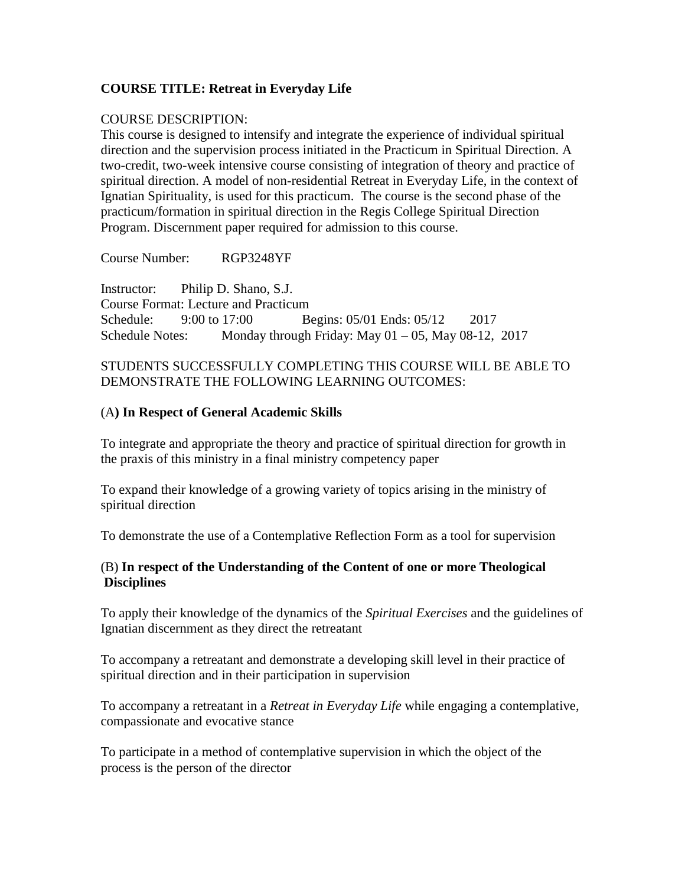**COURSE TITLE: Retreat in Everyday Life**

COURSE DESCRIPTION:
This course is designed to intensify and integrate the experience of individual spiritual direction and the supervision process initiated in the Practicum in Spiritual Direction. A two-credit, two-week intensive course consisting of integration of theory and practice of spiritual direction. A model of non-residential Retreat in Everyday Life, in the context of Ignatian Spirituality, is used for this practicum. The course is the second phase of the practicum/formation in spiritual direction in the Regis College Spiritual Direction Program. Discernment paper required for admission to this course.

Course Number: RGP3248YF

Instructor: Philip D. Shano, S.J.
Course Format: Lecture and Practicum
Schedule: 9:00 to 17:00 Begins: 05/01 Ends: 05/12 2017
Schedule Notes: Monday through Friday: May 01 – 05, May 08-12, 2017

STUDENTS SUCCESSFULLY COMPLETING THIS COURSE WILL BE ABLE TO DEMONSTRATE THE FOLLOWING LEARNING OUTCOMES:

(A**) In Respect of General Academic Skills**

To integrate and appropriate the theory and practice of spiritual direction for growth in the praxis of this ministry in a final ministry competency paper

To expand their knowledge of a growing variety of topics arising in the ministry of spiritual direction

To demonstrate the use of a Contemplative Reflection Form as a tool for supervision

(B) **In respect of the Understanding of the Content of one or more Theological Disciplines**

To apply their knowledge of the dynamics of the *Spiritual Exercises* and the guidelines of Ignatian discernment as they direct the retreatant

To accompany a retreatant and demonstrate a developing skill level in their practice of spiritual direction and in their participation in supervision

To accompany a retreatant in a *Retreat in Everyday Life* while engaging a contemplative, compassionate and evocative stance

To participate in a method of contemplative supervision in which the object of the process is the person of the director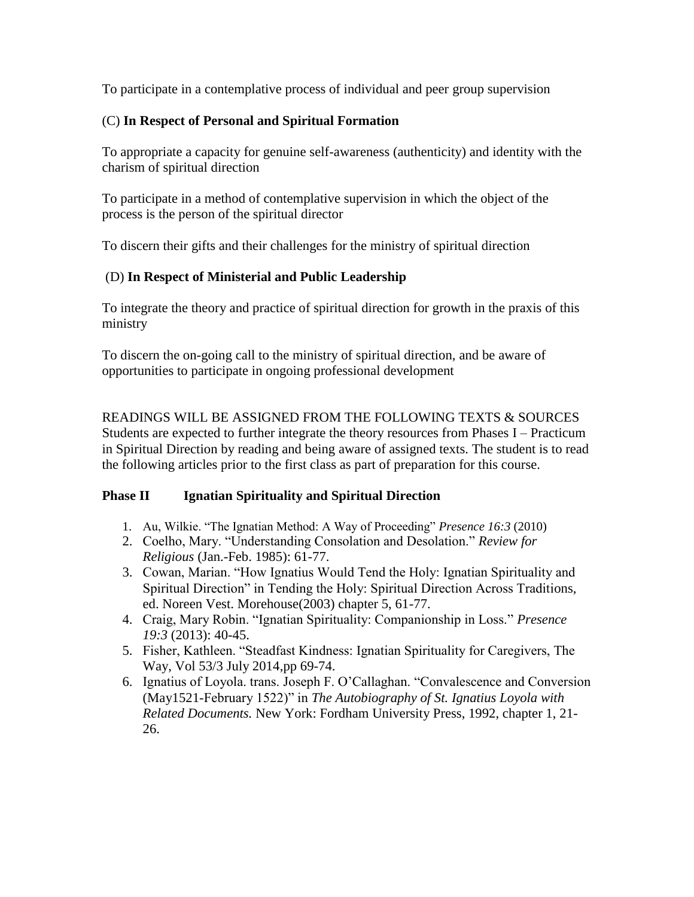To participate in a contemplative process of individual and peer group supervision

(C) **In Respect of Personal and Spiritual Formation**

To appropriate a capacity for genuine self-awareness (authenticity) and identity with the charism of spiritual direction

To participate in a method of contemplative supervision in which the object of the process is the person of the spiritual director

To discern their gifts and their challenges for the ministry of spiritual direction

(D) **In Respect of Ministerial and Public Leadership**

To integrate the theory and practice of spiritual direction for growth in the praxis of this ministry

To discern the on-going call to the ministry of spiritual direction, and be aware of opportunities to participate in ongoing professional development

READINGS WILL BE ASSIGNED FROM THE FOLLOWING TEXTS & SOURCES
Students are expected to further integrate the theory resources from Phases I – Practicum in Spiritual Direction by reading and being aware of assigned texts. The student is to read the following articles prior to the first class as part of preparation for this course.

**Phase II Ignatian Spirituality and Spiritual Direction**

1. Au, Wilkie. "The Ignatian Method: A Way of Proceeding" *Presence 16:3* (2010)
2. Coelho, Mary. "Understanding Consolation and Desolation." *Review for Religious* (Jan.-Feb. 1985): 61-77.
3. Cowan, Marian. "How Ignatius Would Tend the Holy: Ignatian Spirituality and Spiritual Direction" in Tending the Holy: Spiritual Direction Across Traditions, ed. Noreen Vest. Morehouse(2003) chapter 5, 61-77.
4. Craig, Mary Robin. "Ignatian Spirituality: Companionship in Loss." *Presence 19:3* (2013): 40-45.
5. Fisher, Kathleen. "Steadfast Kindness: Ignatian Spirituality for Caregivers, The Way, Vol 53/3 July 2014,pp 69-74.
6. Ignatius of Loyola. trans. Joseph F. O'Callaghan. "Convalescence and Conversion (May1521-February 1522)" in *The Autobiography of St. Ignatius Loyola with Related Documents.* New York: Fordham University Press, 1992, chapter 1, 21-26.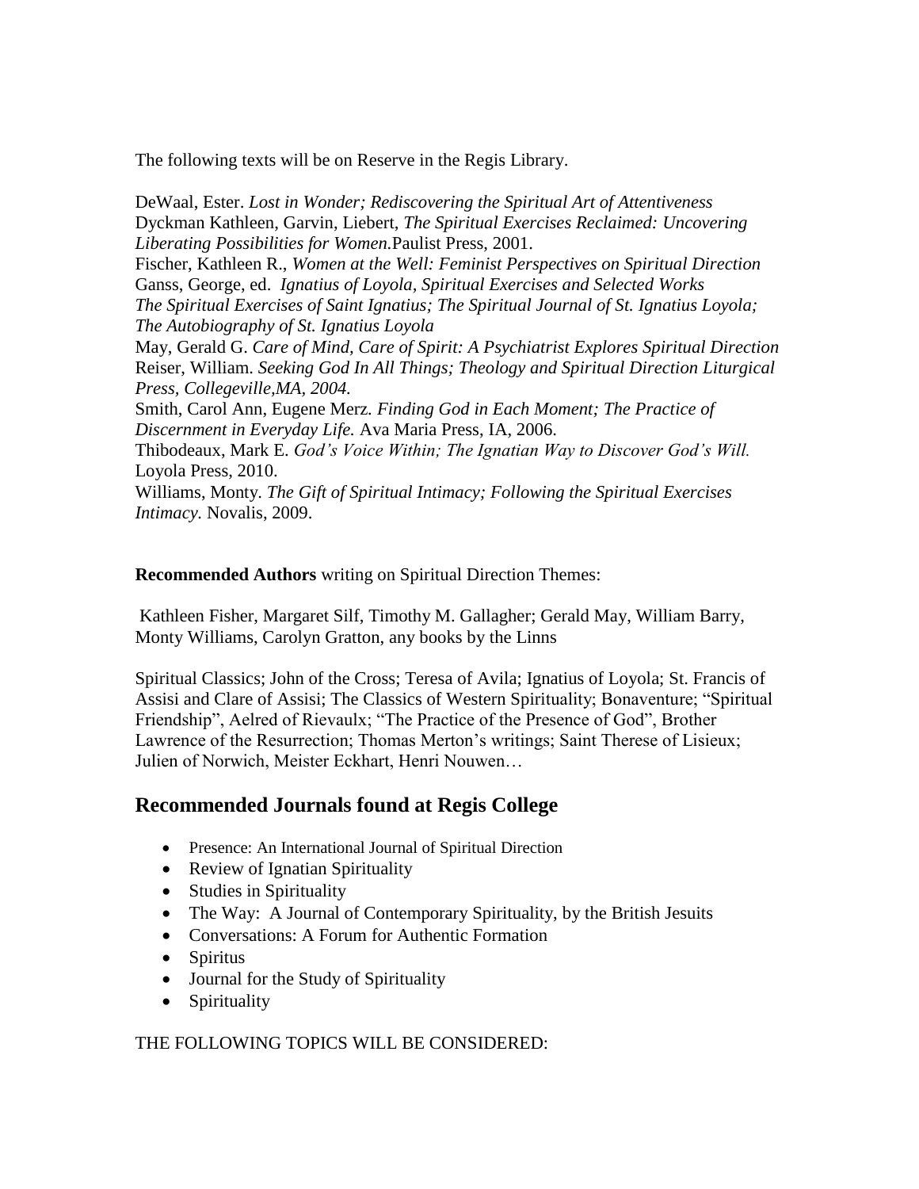The following texts will be on Reserve in the Regis Library.

DeWaal, Ester. *Lost in Wonder; Rediscovering the Spiritual Art of Attentiveness*
Dyckman Kathleen, Garvin, Liebert, *The Spiritual Exercises Reclaimed: Uncovering Liberating Possibilities for Women.*Paulist Press, 2001.
Fischer, Kathleen R., *Women at the Well: Feminist Perspectives on Spiritual Direction*
Ganss, George, ed. *Ignatius of Loyola, Spiritual Exercises and Selected Works The Spiritual Exercises of Saint Ignatius; The Spiritual Journal of St. Ignatius Loyola; The Autobiography of St. Ignatius Loyola*
May, Gerald G. *Care of Mind, Care of Spirit: A Psychiatrist Explores Spiritual Direction*
Reiser, William. *Seeking God In All Things; Theology and Spiritual Direction Liturgical Press, Collegeville,MA, 2004.*
Smith, Carol Ann, Eugene Merz. *Finding God in Each Moment; The Practice of Discernment in Everyday Life.* Ava Maria Press, IA, 2006.
Thibodeaux, Mark E. *God's Voice Within; The Ignatian Way to Discover God's Will.* Loyola Press, 2010.
Williams, Monty. *The Gift of Spiritual Intimacy; Following the Spiritual Exercises Intimacy.* Novalis, 2009.

**Recommended Authors** writing on Spiritual Direction Themes:

Kathleen Fisher, Margaret Silf, Timothy M. Gallagher; Gerald May, William Barry, Monty Williams, Carolyn Gratton, any books by the Linns

Spiritual Classics; John of the Cross; Teresa of Avila; Ignatius of Loyola; St. Francis of Assisi and Clare of Assisi; The Classics of Western Spirituality; Bonaventure; "Spiritual Friendship", Aelred of Rievaulx; "The Practice of the Presence of God", Brother Lawrence of the Resurrection; Thomas Merton's writings; Saint Therese of Lisieux; Julien of Norwich, Meister Eckhart, Henri Nouwen…

## Recommended Journals found at Regis College

- Presence: An International Journal of Spiritual Direction
- Review of Ignatian Spirituality
- Studies in Spirituality
- The Way: A Journal of Contemporary Spirituality, by the British Jesuits
- Conversations: A Forum for Authentic Formation
- Spiritus
- Journal for the Study of Spirituality
- Spirituality

THE FOLLOWING TOPICS WILL BE CONSIDERED: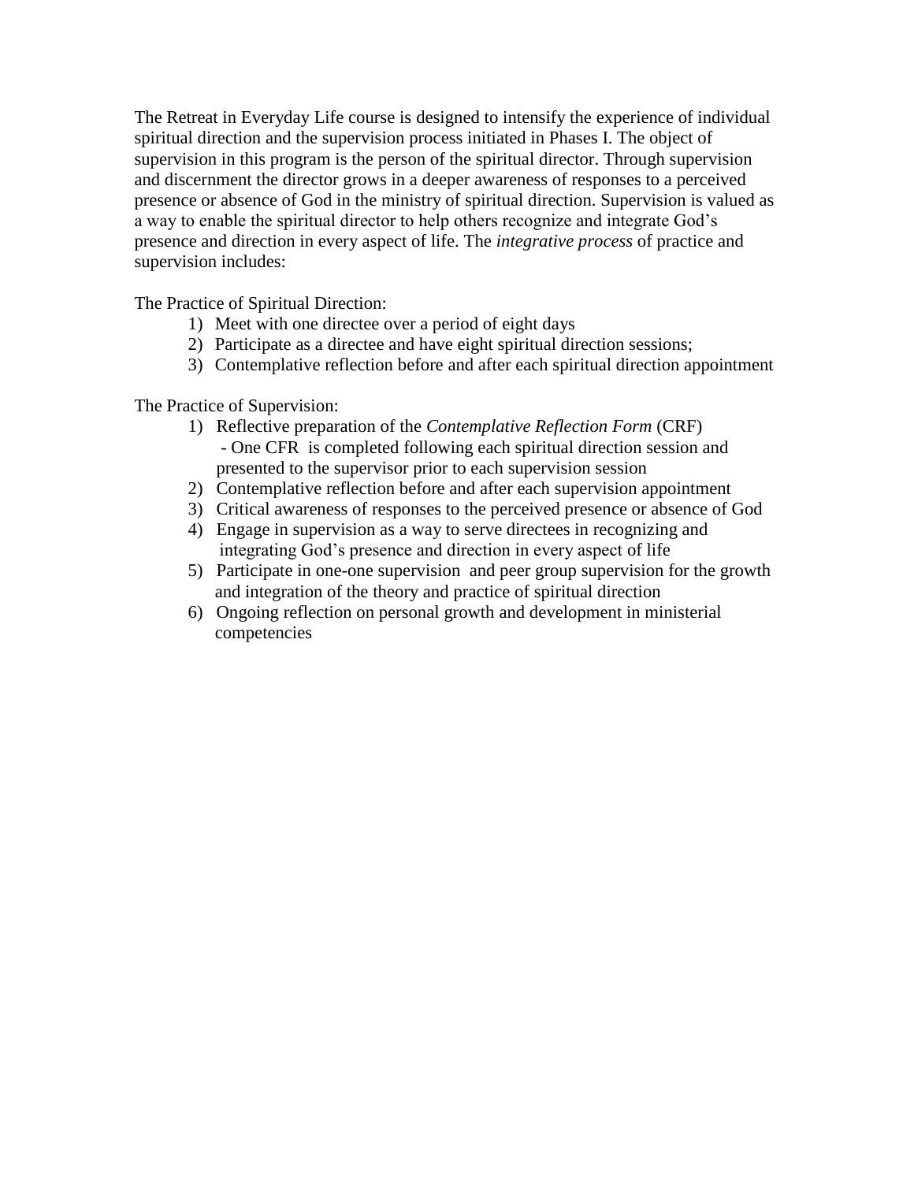The Retreat in Everyday Life course is designed to intensify the experience of individual spiritual direction and the supervision process initiated in Phases I. The object of supervision in this program is the person of the spiritual director. Through supervision and discernment the director grows in a deeper awareness of responses to a perceived presence or absence of God in the ministry of spiritual direction. Supervision is valued as a way to enable the spiritual director to help others recognize and integrate God's presence and direction in every aspect of life. The *integrative process* of practice and supervision includes:

The Practice of Spiritual Direction:

1) Meet with one directee over a period of eight days
2) Participate as a directee and have eight spiritual direction sessions;
3) Contemplative reflection before and after each spiritual direction appointment

The Practice of Supervision:

1) Reflective preparation of the *Contemplative Reflection Form* (CRF)
   - One CFR is completed following each spiritual direction session and presented to the supervisor prior to each supervision session
2) Contemplative reflection before and after each supervision appointment
3) Critical awareness of responses to the perceived presence or absence of God
4) Engage in supervision as a way to serve directees in recognizing and integrating God's presence and direction in every aspect of life
5) Participate in one-one supervision and peer group supervision for the growth and integration of the theory and practice of spiritual direction
6) Ongoing reflection on personal growth and development in ministerial competencies